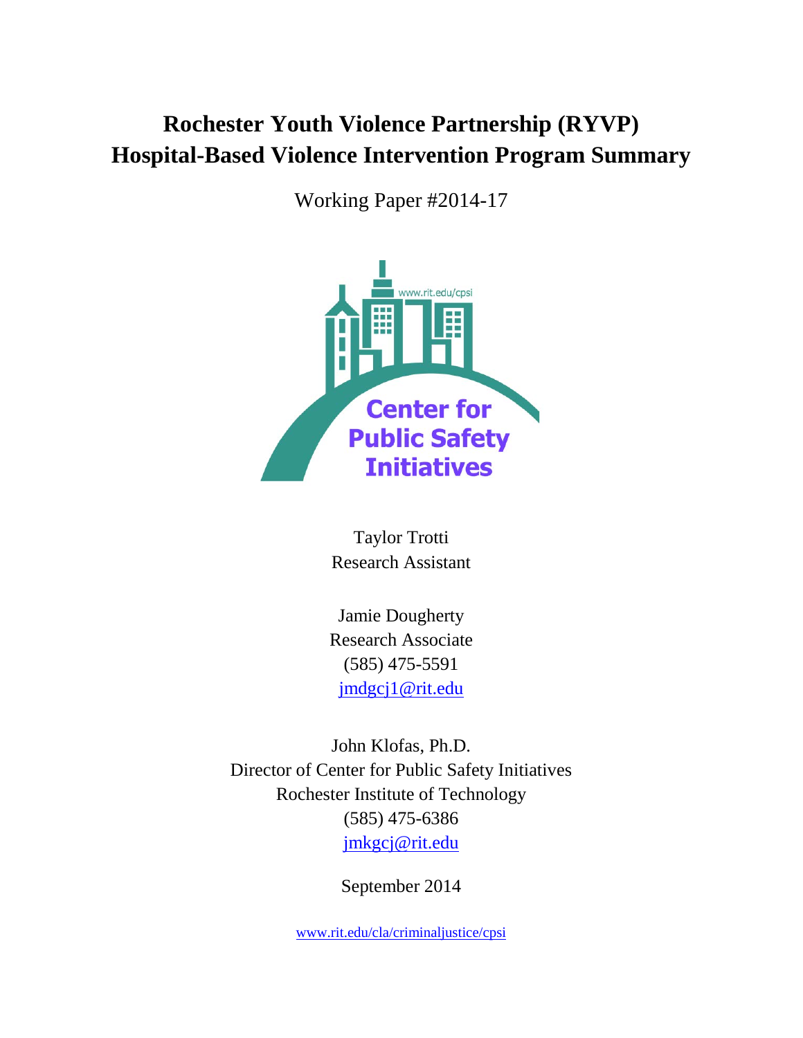# Rochester Youth Violence Partnership (RYVP)
# Hospital-Based Violence Intervention Program Summary

Working Paper #2014-17

www.rit.edu/cpsi

Center for Public Safety Initiatives

Taylor Trotti
Research Assistant

Jamie Dougherty
Research Associate
(585) 475-5591
jmdgcj1@rit.edu

John Klofas, Ph.D.
Director of Center for Public Safety Initiatives
Rochester Institute of Technology
(585) 475-6386
jmkgcj@rit.edu

September 2014

www.rit.edu/cla/criminaljustice/cpsi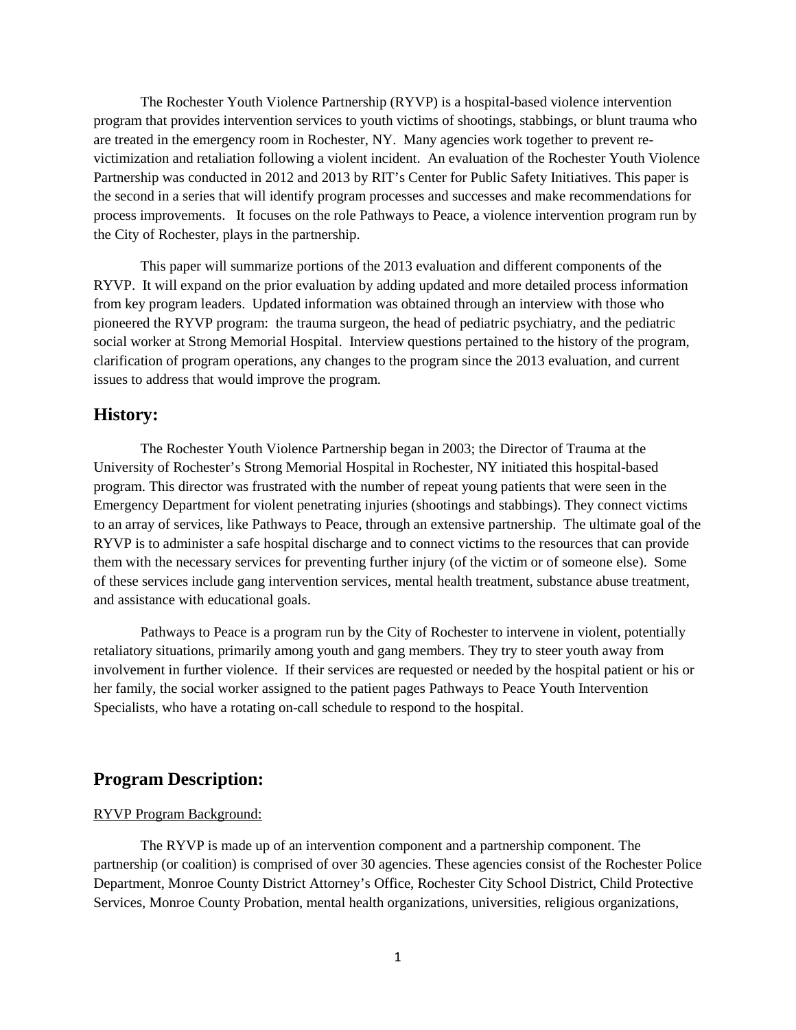The Rochester Youth Violence Partnership (RYVP) is a hospital-based violence intervention program that provides intervention services to youth victims of shootings, stabbings, or blunt trauma who are treated in the emergency room in Rochester, NY. Many agencies work together to prevent re-victimization and retaliation following a violent incident. An evaluation of the Rochester Youth Violence Partnership was conducted in 2012 and 2013 by RIT's Center for Public Safety Initiatives. This paper is the second in a series that will identify program processes and successes and make recommendations for process improvements. It focuses on the role Pathways to Peace, a violence intervention program run by the City of Rochester, plays in the partnership.

This paper will summarize portions of the 2013 evaluation and different components of the RYVP. It will expand on the prior evaluation by adding updated and more detailed process information from key program leaders. Updated information was obtained through an interview with those who pioneered the RYVP program: the trauma surgeon, the head of pediatric psychiatry, and the pediatric social worker at Strong Memorial Hospital. Interview questions pertained to the history of the program, clarification of program operations, any changes to the program since the 2013 evaluation, and current issues to address that would improve the program.

## History:

The Rochester Youth Violence Partnership began in 2003; the Director of Trauma at the University of Rochester's Strong Memorial Hospital in Rochester, NY initiated this hospital-based program. This director was frustrated with the number of repeat young patients that were seen in the Emergency Department for violent penetrating injuries (shootings and stabbings). They connect victims to an array of services, like Pathways to Peace, through an extensive partnership. The ultimate goal of the RYVP is to administer a safe hospital discharge and to connect victims to the resources that can provide them with the necessary services for preventing further injury (of the victim or of someone else). Some of these services include gang intervention services, mental health treatment, substance abuse treatment, and assistance with educational goals.

Pathways to Peace is a program run by the City of Rochester to intervene in violent, potentially retaliatory situations, primarily among youth and gang members. They try to steer youth away from involvement in further violence. If their services are requested or needed by the hospital patient or his or her family, the social worker assigned to the patient pages Pathways to Peace Youth Intervention Specialists, who have a rotating on-call schedule to respond to the hospital.

## Program Description:

RYVP Program Background:

The RYVP is made up of an intervention component and a partnership component. The partnership (or coalition) is comprised of over 30 agencies. These agencies consist of the Rochester Police Department, Monroe County District Attorney's Office, Rochester City School District, Child Protective Services, Monroe County Probation, mental health organizations, universities, religious organizations,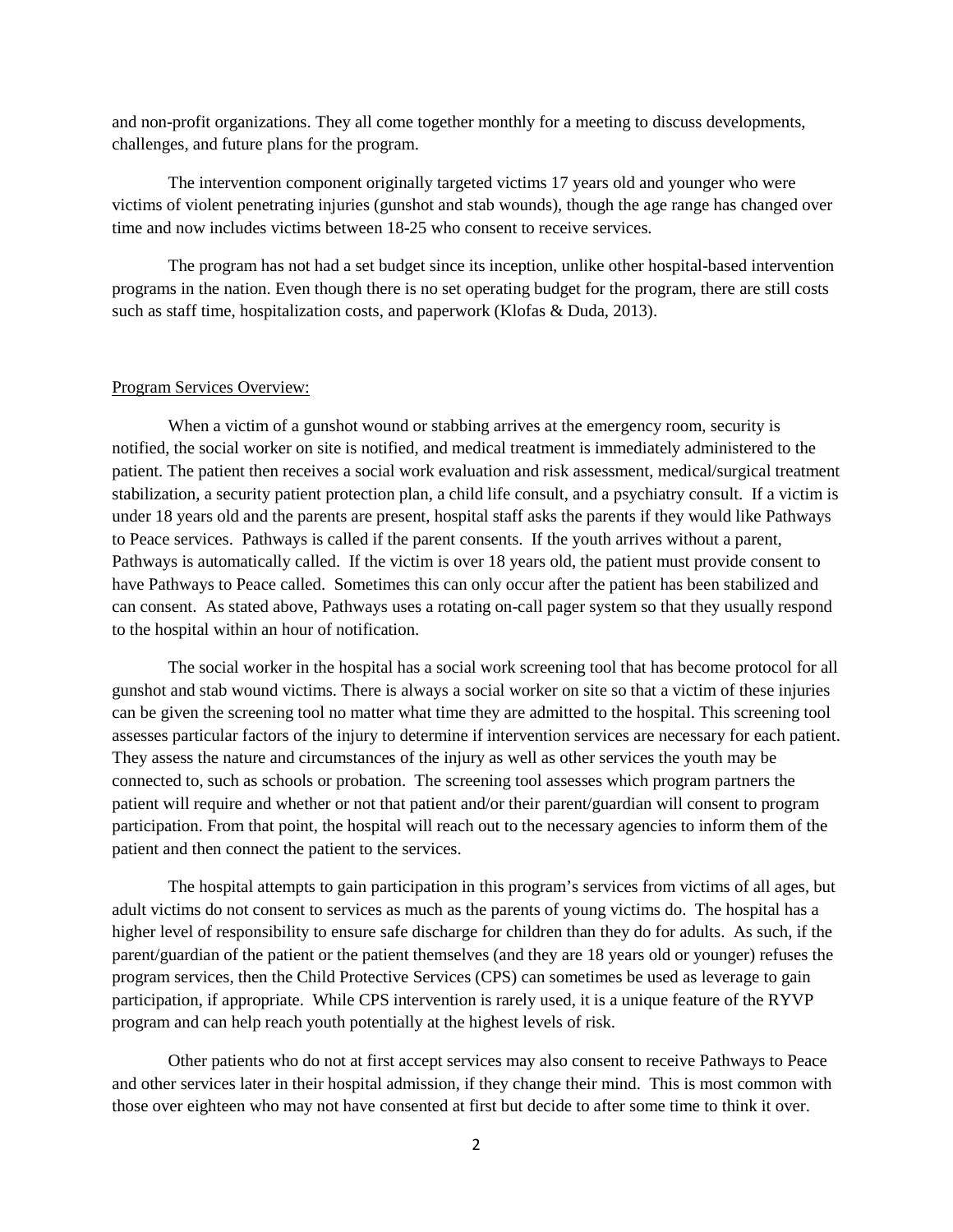and non-profit organizations. They all come together monthly for a meeting to discuss developments, challenges, and future plans for the program.

The intervention component originally targeted victims 17 years old and younger who were victims of violent penetrating injuries (gunshot and stab wounds), though the age range has changed over time and now includes victims between 18-25 who consent to receive services.

The program has not had a set budget since its inception, unlike other hospital-based intervention programs in the nation. Even though there is no set operating budget for the program, there are still costs such as staff time, hospitalization costs, and paperwork (Klofas & Duda, 2013).

Program Services Overview:

When a victim of a gunshot wound or stabbing arrives at the emergency room, security is notified, the social worker on site is notified, and medical treatment is immediately administered to the patient. The patient then receives a social work evaluation and risk assessment, medical/surgical treatment stabilization, a security patient protection plan, a child life consult, and a psychiatry consult. If a victim is under 18 years old and the parents are present, hospital staff asks the parents if they would like Pathways to Peace services. Pathways is called if the parent consents. If the youth arrives without a parent, Pathways is automatically called. If the victim is over 18 years old, the patient must provide consent to have Pathways to Peace called. Sometimes this can only occur after the patient has been stabilized and can consent. As stated above, Pathways uses a rotating on-call pager system so that they usually respond to the hospital within an hour of notification.

The social worker in the hospital has a social work screening tool that has become protocol for all gunshot and stab wound victims. There is always a social worker on site so that a victim of these injuries can be given the screening tool no matter what time they are admitted to the hospital. This screening tool assesses particular factors of the injury to determine if intervention services are necessary for each patient. They assess the nature and circumstances of the injury as well as other services the youth may be connected to, such as schools or probation. The screening tool assesses which program partners the patient will require and whether or not that patient and/or their parent/guardian will consent to program participation. From that point, the hospital will reach out to the necessary agencies to inform them of the patient and then connect the patient to the services.

The hospital attempts to gain participation in this program's services from victims of all ages, but adult victims do not consent to services as much as the parents of young victims do. The hospital has a higher level of responsibility to ensure safe discharge for children than they do for adults. As such, if the parent/guardian of the patient or the patient themselves (and they are 18 years old or younger) refuses the program services, then the Child Protective Services (CPS) can sometimes be used as leverage to gain participation, if appropriate. While CPS intervention is rarely used, it is a unique feature of the RYVP program and can help reach youth potentially at the highest levels of risk.

Other patients who do not at first accept services may also consent to receive Pathways to Peace and other services later in their hospital admission, if they change their mind. This is most common with those over eighteen who may not have consented at first but decide to after some time to think it over.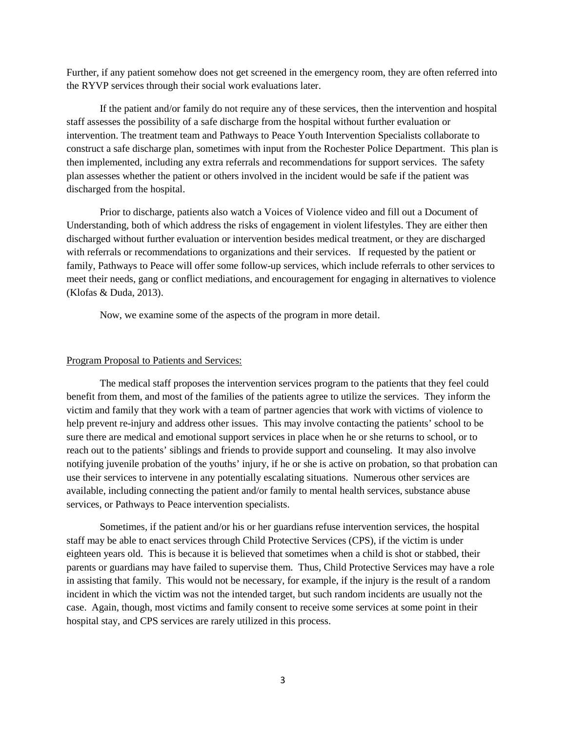Further, if any patient somehow does not get screened in the emergency room, they are often referred into the RYVP services through their social work evaluations later.

If the patient and/or family do not require any of these services, then the intervention and hospital staff assesses the possibility of a safe discharge from the hospital without further evaluation or intervention. The treatment team and Pathways to Peace Youth Intervention Specialists collaborate to construct a safe discharge plan, sometimes with input from the Rochester Police Department. This plan is then implemented, including any extra referrals and recommendations for support services. The safety plan assesses whether the patient or others involved in the incident would be safe if the patient was discharged from the hospital.

Prior to discharge, patients also watch a Voices of Violence video and fill out a Document of Understanding, both of which address the risks of engagement in violent lifestyles. They are either then discharged without further evaluation or intervention besides medical treatment, or they are discharged with referrals or recommendations to organizations and their services. If requested by the patient or family, Pathways to Peace will offer some follow-up services, which include referrals to other services to meet their needs, gang or conflict mediations, and encouragement for engaging in alternatives to violence (Klofas & Duda, 2013).

Now, we examine some of the aspects of the program in more detail.

## Program Proposal to Patients and Services:

The medical staff proposes the intervention services program to the patients that they feel could benefit from them, and most of the families of the patients agree to utilize the services. They inform the victim and family that they work with a team of partner agencies that work with victims of violence to help prevent re-injury and address other issues. This may involve contacting the patients' school to be sure there are medical and emotional support services in place when he or she returns to school, or to reach out to the patients' siblings and friends to provide support and counseling. It may also involve notifying juvenile probation of the youths' injury, if he or she is active on probation, so that probation can use their services to intervene in any potentially escalating situations. Numerous other services are available, including connecting the patient and/or family to mental health services, substance abuse services, or Pathways to Peace intervention specialists.

Sometimes, if the patient and/or his or her guardians refuse intervention services, the hospital staff may be able to enact services through Child Protective Services (CPS), if the victim is under eighteen years old. This is because it is believed that sometimes when a child is shot or stabbed, their parents or guardians may have failed to supervise them. Thus, Child Protective Services may have a role in assisting that family. This would not be necessary, for example, if the injury is the result of a random incident in which the victim was not the intended target, but such random incidents are usually not the case. Again, though, most victims and family consent to receive some services at some point in their hospital stay, and CPS services are rarely utilized in this process.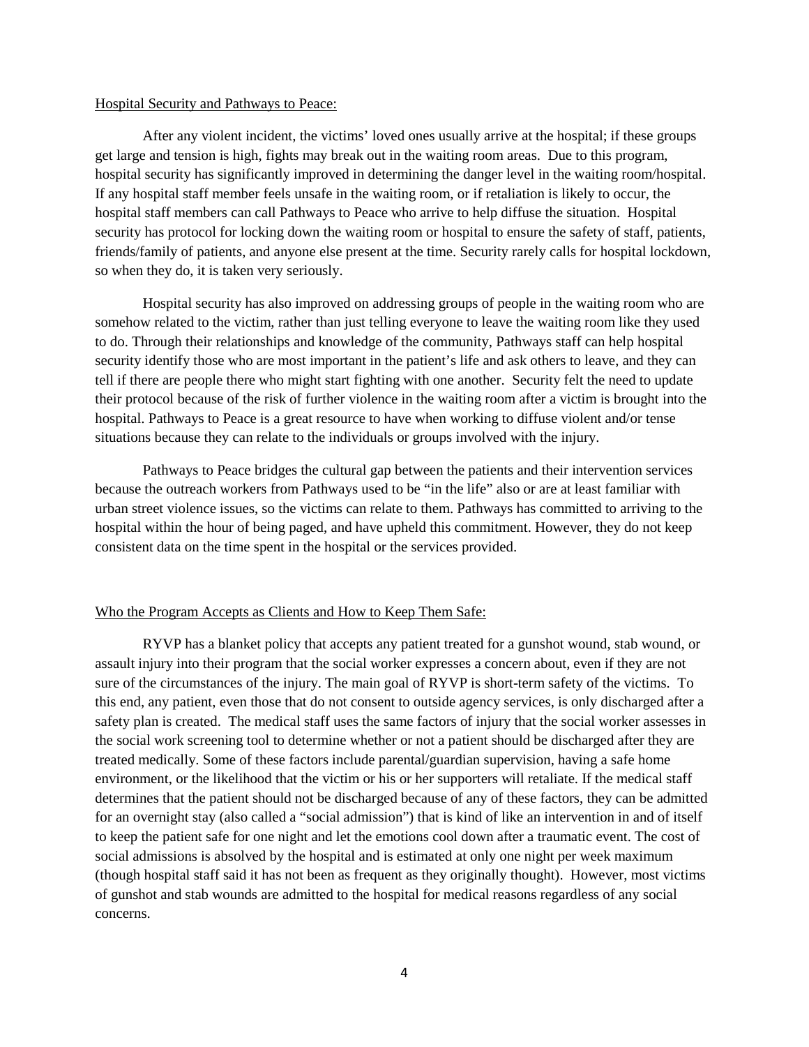Hospital Security and Pathways to Peace:

After any violent incident, the victims' loved ones usually arrive at the hospital; if these groups get large and tension is high, fights may break out in the waiting room areas. Due to this program, hospital security has significantly improved in determining the danger level in the waiting room/hospital. If any hospital staff member feels unsafe in the waiting room, or if retaliation is likely to occur, the hospital staff members can call Pathways to Peace who arrive to help diffuse the situation. Hospital security has protocol for locking down the waiting room or hospital to ensure the safety of staff, patients, friends/family of patients, and anyone else present at the time. Security rarely calls for hospital lockdown, so when they do, it is taken very seriously.

Hospital security has also improved on addressing groups of people in the waiting room who are somehow related to the victim, rather than just telling everyone to leave the waiting room like they used to do. Through their relationships and knowledge of the community, Pathways staff can help hospital security identify those who are most important in the patient's life and ask others to leave, and they can tell if there are people there who might start fighting with one another. Security felt the need to update their protocol because of the risk of further violence in the waiting room after a victim is brought into the hospital. Pathways to Peace is a great resource to have when working to diffuse violent and/or tense situations because they can relate to the individuals or groups involved with the injury.

Pathways to Peace bridges the cultural gap between the patients and their intervention services because the outreach workers from Pathways used to be "in the life" also or are at least familiar with urban street violence issues, so the victims can relate to them. Pathways has committed to arriving to the hospital within the hour of being paged, and have upheld this commitment. However, they do not keep consistent data on the time spent in the hospital or the services provided.

Who the Program Accepts as Clients and How to Keep Them Safe:

RYVP has a blanket policy that accepts any patient treated for a gunshot wound, stab wound, or assault injury into their program that the social worker expresses a concern about, even if they are not sure of the circumstances of the injury. The main goal of RYVP is short-term safety of the victims. To this end, any patient, even those that do not consent to outside agency services, is only discharged after a safety plan is created. The medical staff uses the same factors of injury that the social worker assesses in the social work screening tool to determine whether or not a patient should be discharged after they are treated medically. Some of these factors include parental/guardian supervision, having a safe home environment, or the likelihood that the victim or his or her supporters will retaliate. If the medical staff determines that the patient should not be discharged because of any of these factors, they can be admitted for an overnight stay (also called a "social admission") that is kind of like an intervention in and of itself to keep the patient safe for one night and let the emotions cool down after a traumatic event. The cost of social admissions is absolved by the hospital and is estimated at only one night per week maximum (though hospital staff said it has not been as frequent as they originally thought). However, most victims of gunshot and stab wounds are admitted to the hospital for medical reasons regardless of any social concerns.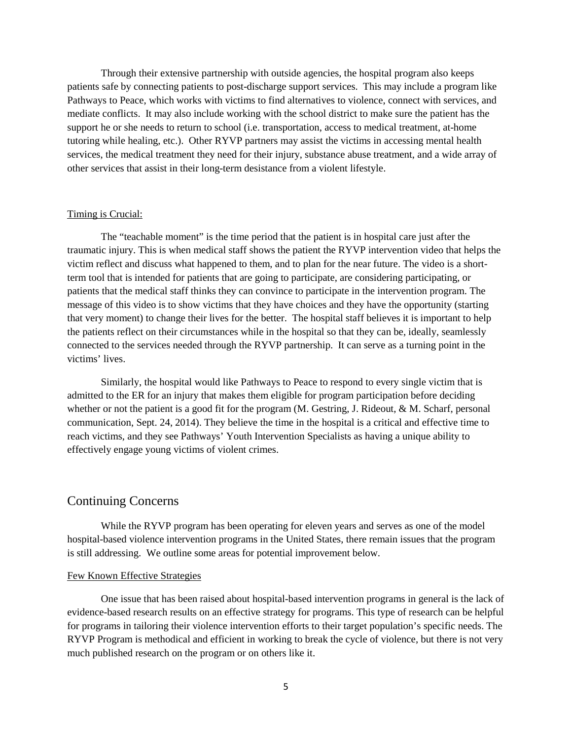Through their extensive partnership with outside agencies, the hospital program also keeps patients safe by connecting patients to post-discharge support services. This may include a program like Pathways to Peace, which works with victims to find alternatives to violence, connect with services, and mediate conflicts. It may also include working with the school district to make sure the patient has the support he or she needs to return to school (i.e. transportation, access to medical treatment, at-home tutoring while healing, etc.). Other RYVP partners may assist the victims in accessing mental health services, the medical treatment they need for their injury, substance abuse treatment, and a wide array of other services that assist in their long-term desistance from a violent lifestyle.

### Timing is Crucial:

The "teachable moment" is the time period that the patient is in hospital care just after the traumatic injury. This is when medical staff shows the patient the RYVP intervention video that helps the victim reflect and discuss what happened to them, and to plan for the near future. The video is a short-term tool that is intended for patients that are going to participate, are considering participating, or patients that the medical staff thinks they can convince to participate in the intervention program. The message of this video is to show victims that they have choices and they have the opportunity (starting that very moment) to change their lives for the better. The hospital staff believes it is important to help the patients reflect on their circumstances while in the hospital so that they can be, ideally, seamlessly connected to the services needed through the RYVP partnership. It can serve as a turning point in the victims' lives.

Similarly, the hospital would like Pathways to Peace to respond to every single victim that is admitted to the ER for an injury that makes them eligible for program participation before deciding whether or not the patient is a good fit for the program (M. Gestring, J. Rideout, & M. Scharf, personal communication, Sept. 24, 2014). They believe the time in the hospital is a critical and effective time to reach victims, and they see Pathways' Youth Intervention Specialists as having a unique ability to effectively engage young victims of violent crimes.

## Continuing Concerns

While the RYVP program has been operating for eleven years and serves as one of the model hospital-based violence intervention programs in the United States, there remain issues that the program is still addressing. We outline some areas for potential improvement below.

### Few Known Effective Strategies

One issue that has been raised about hospital-based intervention programs in general is the lack of evidence-based research results on an effective strategy for programs. This type of research can be helpful for programs in tailoring their violence intervention efforts to their target population's specific needs. The RYVP Program is methodical and efficient in working to break the cycle of violence, but there is not very much published research on the program or on others like it.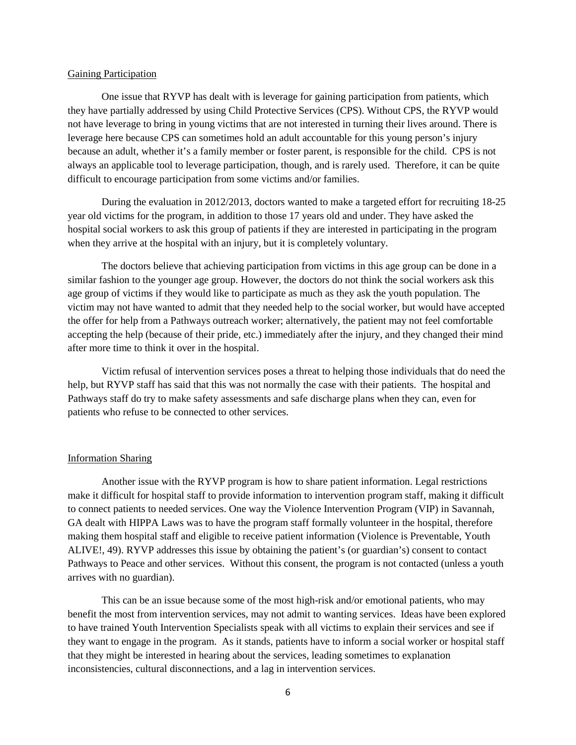Gaining Participation

One issue that RYVP has dealt with is leverage for gaining participation from patients, which they have partially addressed by using Child Protective Services (CPS). Without CPS, the RYVP would not have leverage to bring in young victims that are not interested in turning their lives around. There is leverage here because CPS can sometimes hold an adult accountable for this young person's injury because an adult, whether it's a family member or foster parent, is responsible for the child. CPS is not always an applicable tool to leverage participation, though, and is rarely used. Therefore, it can be quite difficult to encourage participation from some victims and/or families.

During the evaluation in 2012/2013, doctors wanted to make a targeted effort for recruiting 18-25 year old victims for the program, in addition to those 17 years old and under. They have asked the hospital social workers to ask this group of patients if they are interested in participating in the program when they arrive at the hospital with an injury, but it is completely voluntary.

The doctors believe that achieving participation from victims in this age group can be done in a similar fashion to the younger age group. However, the doctors do not think the social workers ask this age group of victims if they would like to participate as much as they ask the youth population. The victim may not have wanted to admit that they needed help to the social worker, but would have accepted the offer for help from a Pathways outreach worker; alternatively, the patient may not feel comfortable accepting the help (because of their pride, etc.) immediately after the injury, and they changed their mind after more time to think it over in the hospital.

Victim refusal of intervention services poses a threat to helping those individuals that do need the help, but RYVP staff has said that this was not normally the case with their patients. The hospital and Pathways staff do try to make safety assessments and safe discharge plans when they can, even for patients who refuse to be connected to other services.

Information Sharing

Another issue with the RYVP program is how to share patient information. Legal restrictions make it difficult for hospital staff to provide information to intervention program staff, making it difficult to connect patients to needed services. One way the Violence Intervention Program (VIP) in Savannah, GA dealt with HIPPA Laws was to have the program staff formally volunteer in the hospital, therefore making them hospital staff and eligible to receive patient information (Violence is Preventable, Youth ALIVE!, 49). RYVP addresses this issue by obtaining the patient's (or guardian's) consent to contact Pathways to Peace and other services. Without this consent, the program is not contacted (unless a youth arrives with no guardian).

This can be an issue because some of the most high-risk and/or emotional patients, who may benefit the most from intervention services, may not admit to wanting services. Ideas have been explored to have trained Youth Intervention Specialists speak with all victims to explain their services and see if they want to engage in the program. As it stands, patients have to inform a social worker or hospital staff that they might be interested in hearing about the services, leading sometimes to explanation inconsistencies, cultural disconnections, and a lag in intervention services.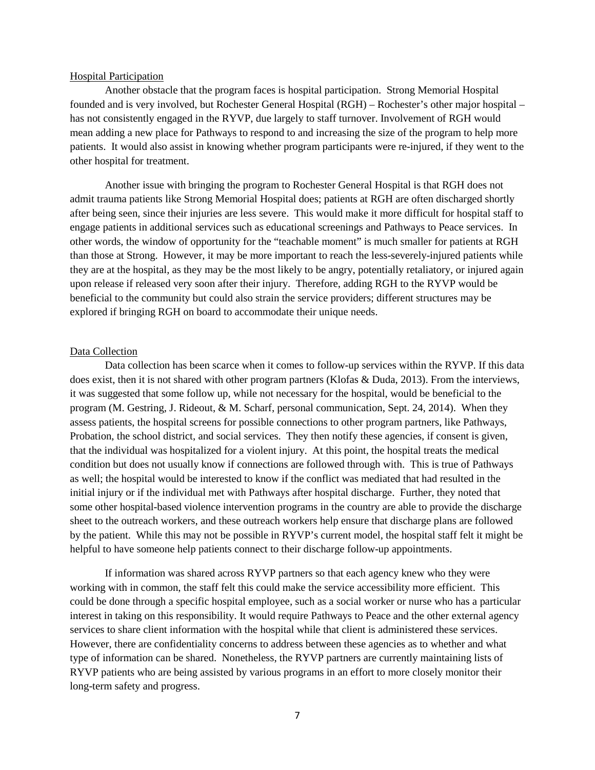<u>Hospital Participation</u>

Another obstacle that the program faces is hospital participation. Strong Memorial Hospital founded and is very involved, but Rochester General Hospital (RGH) – Rochester's other major hospital – has not consistently engaged in the RYVP, due largely to staff turnover. Involvement of RGH would mean adding a new place for Pathways to respond to and increasing the size of the program to help more patients. It would also assist in knowing whether program participants were re-injured, if they went to the other hospital for treatment.

Another issue with bringing the program to Rochester General Hospital is that RGH does not admit trauma patients like Strong Memorial Hospital does; patients at RGH are often discharged shortly after being seen, since their injuries are less severe. This would make it more difficult for hospital staff to engage patients in additional services such as educational screenings and Pathways to Peace services. In other words, the window of opportunity for the "teachable moment" is much smaller for patients at RGH than those at Strong. However, it may be more important to reach the less-severely-injured patients while they are at the hospital, as they may be the most likely to be angry, potentially retaliatory, or injured again upon release if released very soon after their injury. Therefore, adding RGH to the RYVP would be beneficial to the community but could also strain the service providers; different structures may be explored if bringing RGH on board to accommodate their unique needs.

<u>Data Collection</u>

Data collection has been scarce when it comes to follow-up services within the RYVP. If this data does exist, then it is not shared with other program partners (Klofas & Duda, 2013). From the interviews, it was suggested that some follow up, while not necessary for the hospital, would be beneficial to the program (M. Gestring, J. Rideout, & M. Scharf, personal communication, Sept. 24, 2014). When they assess patients, the hospital screens for possible connections to other program partners, like Pathways, Probation, the school district, and social services. They then notify these agencies, if consent is given, that the individual was hospitalized for a violent injury. At this point, the hospital treats the medical condition but does not usually know if connections are followed through with. This is true of Pathways as well; the hospital would be interested to know if the conflict was mediated that had resulted in the initial injury or if the individual met with Pathways after hospital discharge. Further, they noted that some other hospital-based violence intervention programs in the country are able to provide the discharge sheet to the outreach workers, and these outreach workers help ensure that discharge plans are followed by the patient. While this may not be possible in RYVP's current model, the hospital staff felt it might be helpful to have someone help patients connect to their discharge follow-up appointments.

If information was shared across RYVP partners so that each agency knew who they were working with in common, the staff felt this could make the service accessibility more efficient. This could be done through a specific hospital employee, such as a social worker or nurse who has a particular interest in taking on this responsibility. It would require Pathways to Peace and the other external agency services to share client information with the hospital while that client is administered these services. However, there are confidentiality concerns to address between these agencies as to whether and what type of information can be shared. Nonetheless, the RYVP partners are currently maintaining lists of RYVP patients who are being assisted by various programs in an effort to more closely monitor their long-term safety and progress.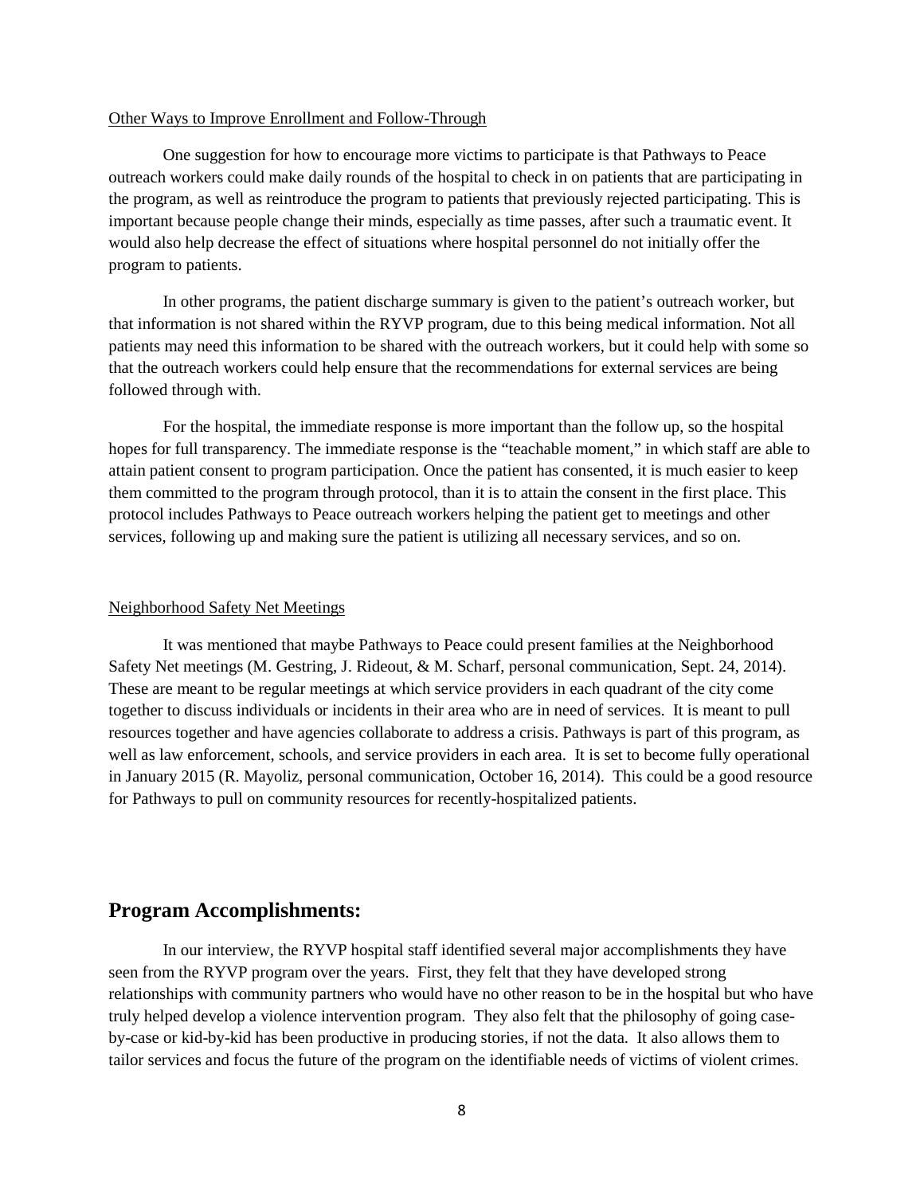Other Ways to Improve Enrollment and Follow-Through

One suggestion for how to encourage more victims to participate is that Pathways to Peace outreach workers could make daily rounds of the hospital to check in on patients that are participating in the program, as well as reintroduce the program to patients that previously rejected participating. This is important because people change their minds, especially as time passes, after such a traumatic event. It would also help decrease the effect of situations where hospital personnel do not initially offer the program to patients.

In other programs, the patient discharge summary is given to the patient's outreach worker, but that information is not shared within the RYVP program, due to this being medical information. Not all patients may need this information to be shared with the outreach workers, but it could help with some so that the outreach workers could help ensure that the recommendations for external services are being followed through with.

For the hospital, the immediate response is more important than the follow up, so the hospital hopes for full transparency. The immediate response is the "teachable moment," in which staff are able to attain patient consent to program participation. Once the patient has consented, it is much easier to keep them committed to the program through protocol, than it is to attain the consent in the first place. This protocol includes Pathways to Peace outreach workers helping the patient get to meetings and other services, following up and making sure the patient is utilizing all necessary services, and so on.

Neighborhood Safety Net Meetings

It was mentioned that maybe Pathways to Peace could present families at the Neighborhood Safety Net meetings (M. Gestring, J. Rideout, & M. Scharf, personal communication, Sept. 24, 2014). These are meant to be regular meetings at which service providers in each quadrant of the city come together to discuss individuals or incidents in their area who are in need of services. It is meant to pull resources together and have agencies collaborate to address a crisis. Pathways is part of this program, as well as law enforcement, schools, and service providers in each area. It is set to become fully operational in January 2015 (R. Mayoliz, personal communication, October 16, 2014). This could be a good resource for Pathways to pull on community resources for recently-hospitalized patients.

## Program Accomplishments:

In our interview, the RYVP hospital staff identified several major accomplishments they have seen from the RYVP program over the years. First, they felt that they have developed strong relationships with community partners who would have no other reason to be in the hospital but who have truly helped develop a violence intervention program. They also felt that the philosophy of going case-by-case or kid-by-kid has been productive in producing stories, if not the data. It also allows them to tailor services and focus the future of the program on the identifiable needs of victims of violent crimes.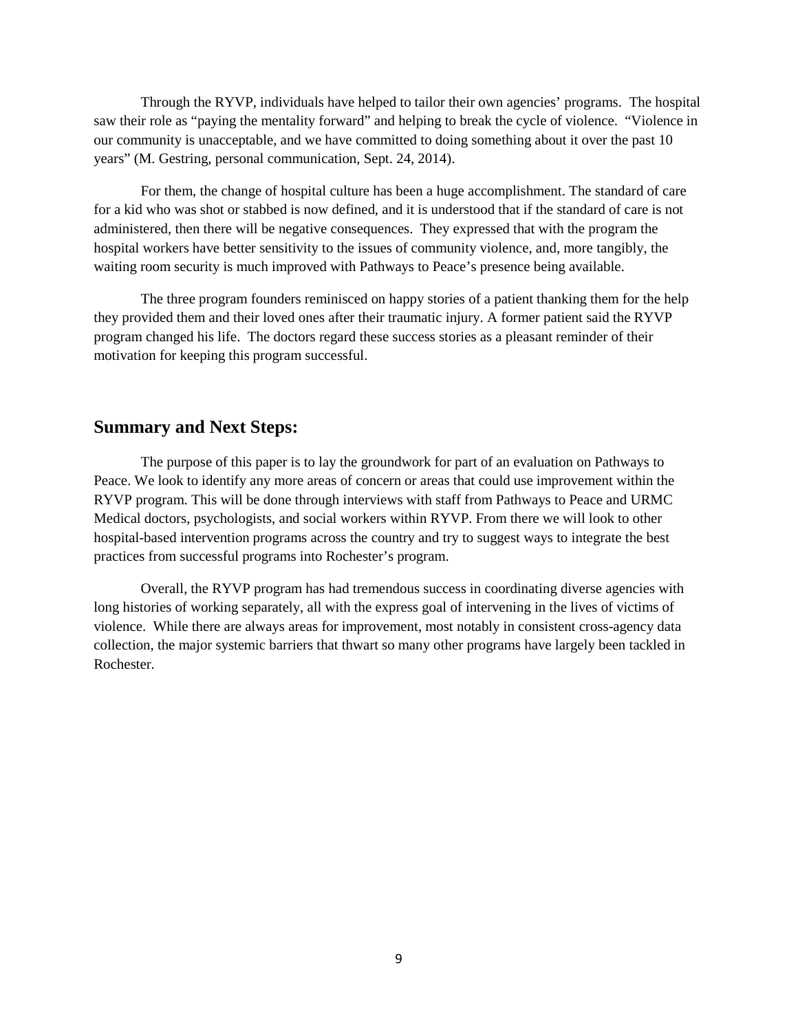Through the RYVP, individuals have helped to tailor their own agencies' programs. The hospital saw their role as "paying the mentality forward" and helping to break the cycle of violence. "Violence in our community is unacceptable, and we have committed to doing something about it over the past 10 years" (M. Gestring, personal communication, Sept. 24, 2014).

For them, the change of hospital culture has been a huge accomplishment. The standard of care for a kid who was shot or stabbed is now defined, and it is understood that if the standard of care is not administered, then there will be negative consequences. They expressed that with the program the hospital workers have better sensitivity to the issues of community violence, and, more tangibly, the waiting room security is much improved with Pathways to Peace's presence being available.

The three program founders reminisced on happy stories of a patient thanking them for the help they provided them and their loved ones after their traumatic injury. A former patient said the RYVP program changed his life. The doctors regard these success stories as a pleasant reminder of their motivation for keeping this program successful.

## Summary and Next Steps:

The purpose of this paper is to lay the groundwork for part of an evaluation on Pathways to Peace. We look to identify any more areas of concern or areas that could use improvement within the RYVP program. This will be done through interviews with staff from Pathways to Peace and URMC Medical doctors, psychologists, and social workers within RYVP. From there we will look to other hospital-based intervention programs across the country and try to suggest ways to integrate the best practices from successful programs into Rochester's program.

Overall, the RYVP program has had tremendous success in coordinating diverse agencies with long histories of working separately, all with the express goal of intervening in the lives of victims of violence. While there are always areas for improvement, most notably in consistent cross-agency data collection, the major systemic barriers that thwart so many other programs have largely been tackled in Rochester.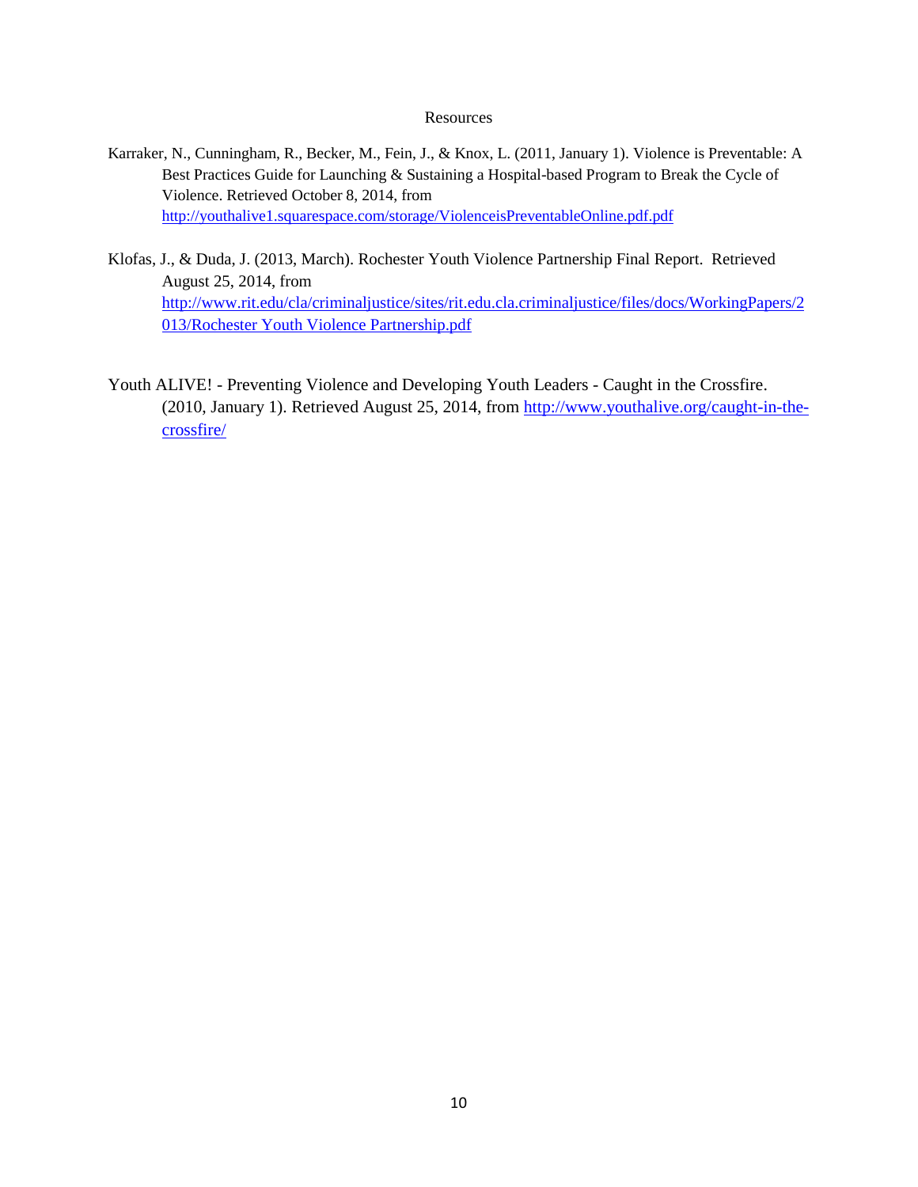## Resources

Karraker, N., Cunningham, R., Becker, M., Fein, J., & Knox, L. (2011, January 1). Violence is Preventable: A Best Practices Guide for Launching & Sustaining a Hospital-based Program to Break the Cycle of Violence. Retrieved October 8, 2014, from http://youthalive1.squarespace.com/storage/ViolenceisPreventableOnline.pdf.pdf

Klofas, J., & Duda, J. (2013, March). Rochester Youth Violence Partnership Final Report. Retrieved August 25, 2014, from http://www.rit.edu/cla/criminaljustice/sites/rit.edu.cla.criminaljustice/files/docs/WorkingPapers/2013/Rochester Youth Violence Partnership.pdf

Youth ALIVE! - Preventing Violence and Developing Youth Leaders - Caught in the Crossfire. (2010, January 1). Retrieved August 25, 2014, from http://www.youthalive.org/caught-in-the-crossfire/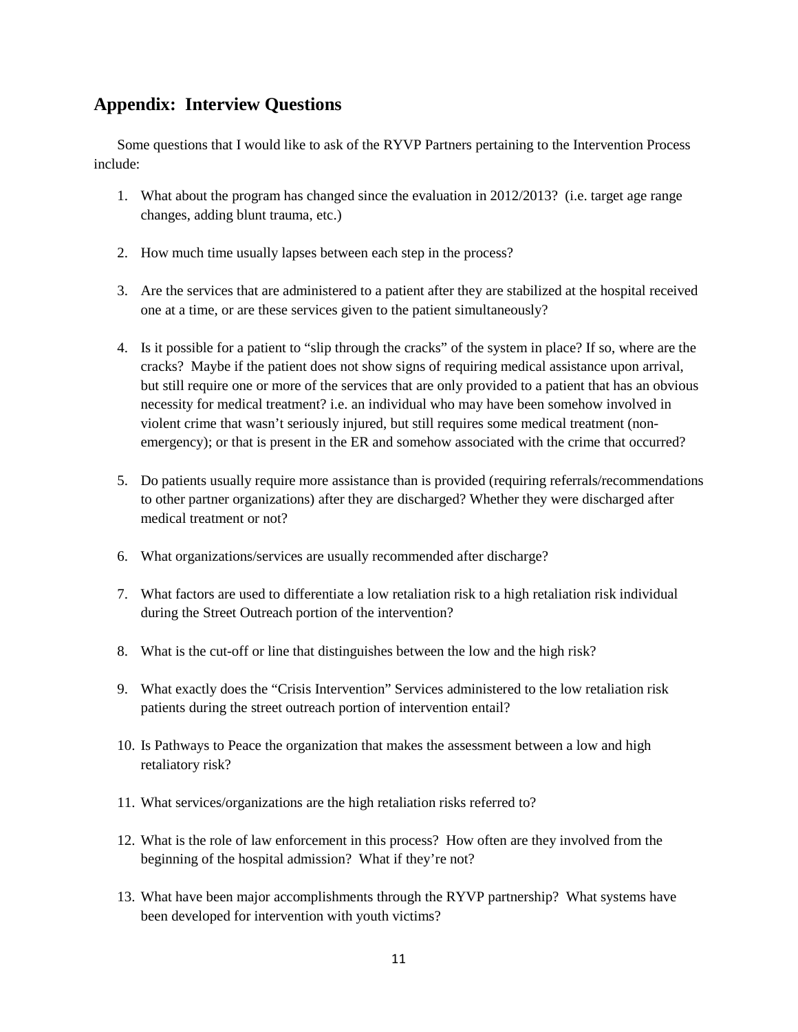## Appendix: Interview Questions

Some questions that I would like to ask of the RYVP Partners pertaining to the Intervention Process include:

1. What about the program has changed since the evaluation in 2012/2013? (i.e. target age range changes, adding blunt trauma, etc.)

2. How much time usually lapses between each step in the process?

3. Are the services that are administered to a patient after they are stabilized at the hospital received one at a time, or are these services given to the patient simultaneously?

4. Is it possible for a patient to "slip through the cracks" of the system in place? If so, where are the cracks? Maybe if the patient does not show signs of requiring medical assistance upon arrival, but still require one or more of the services that are only provided to a patient that has an obvious necessity for medical treatment? i.e. an individual who may have been somehow involved in violent crime that wasn't seriously injured, but still requires some medical treatment (non-emergency); or that is present in the ER and somehow associated with the crime that occurred?

5. Do patients usually require more assistance than is provided (requiring referrals/recommendations to other partner organizations) after they are discharged? Whether they were discharged after medical treatment or not?

6. What organizations/services are usually recommended after discharge?

7. What factors are used to differentiate a low retaliation risk to a high retaliation risk individual during the Street Outreach portion of the intervention?

8. What is the cut-off or line that distinguishes between the low and the high risk?

9. What exactly does the "Crisis Intervention" Services administered to the low retaliation risk patients during the street outreach portion of intervention entail?

10. Is Pathways to Peace the organization that makes the assessment between a low and high retaliatory risk?

11. What services/organizations are the high retaliation risks referred to?

12. What is the role of law enforcement in this process? How often are they involved from the beginning of the hospital admission? What if they're not?

13. What have been major accomplishments through the RYVP partnership? What systems have been developed for intervention with youth victims?